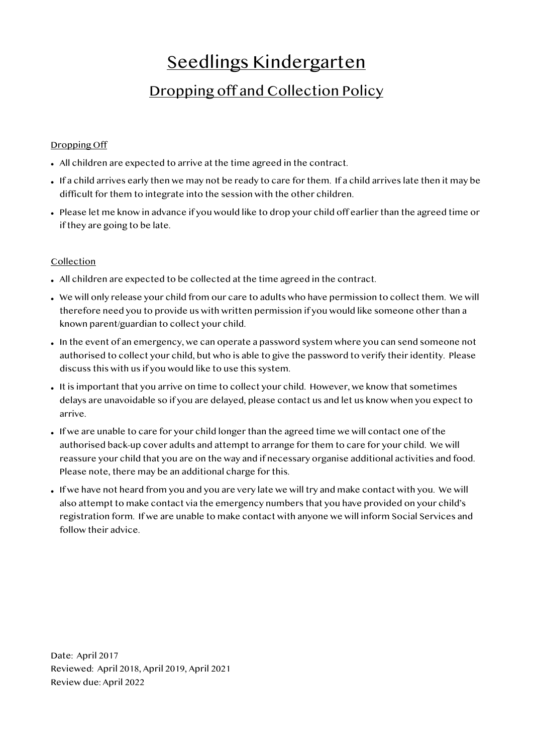# Seedlings Kindergarten

## Dropping off and Collection Policy

### Dropping Off

- All children are expected to arrive at the time agreed in the contract.
- If a child arrives early then we may not be ready to care for them. If a child arrives late then it may be difficult for them to integrate into the session with the other children.
- Please let me know in advance if you would like to drop your child off earlier than the agreed time or if they are going to be late.

### Collection

- All children are expected to be collected at the time agreed in the contract.
- We will only release your child from our care to adults who have permission to collect them. We will therefore need you to provide us with written permission if you would like someone other than a known parent/guardian to collect your child.
- In the event of an emergency, we can operate a password system where you can send someone not authorised to collect your child, but who is able to give the password to verify their identity. Please discuss this with us if you would like to use this system.
- It is important that you arrive on time to collect your child. However, we know that sometimes delays are unavoidable so if you are delayed, please contact us and let us know when you expect to arrive.
- If we are unable to care for your child longer than the agreed time we will contact one of the authorised back-up cover adults and attempt to arrange for them to care for your child. We will reassure your child that you are on the way and if necessary organise additional activities and food. Please note, there may be an additional charge for this.
- If we have not heard from you and you are very late we will try and make contact with you. We will also attempt to make contact via the emergency numbers that you have provided on your child's registration form. If we are unable to make contact with anyone we will inform Social Services and follow their advice.

Date: April 2017
Reviewed: April 2018, April 2019, April 2021
Review due: April 2022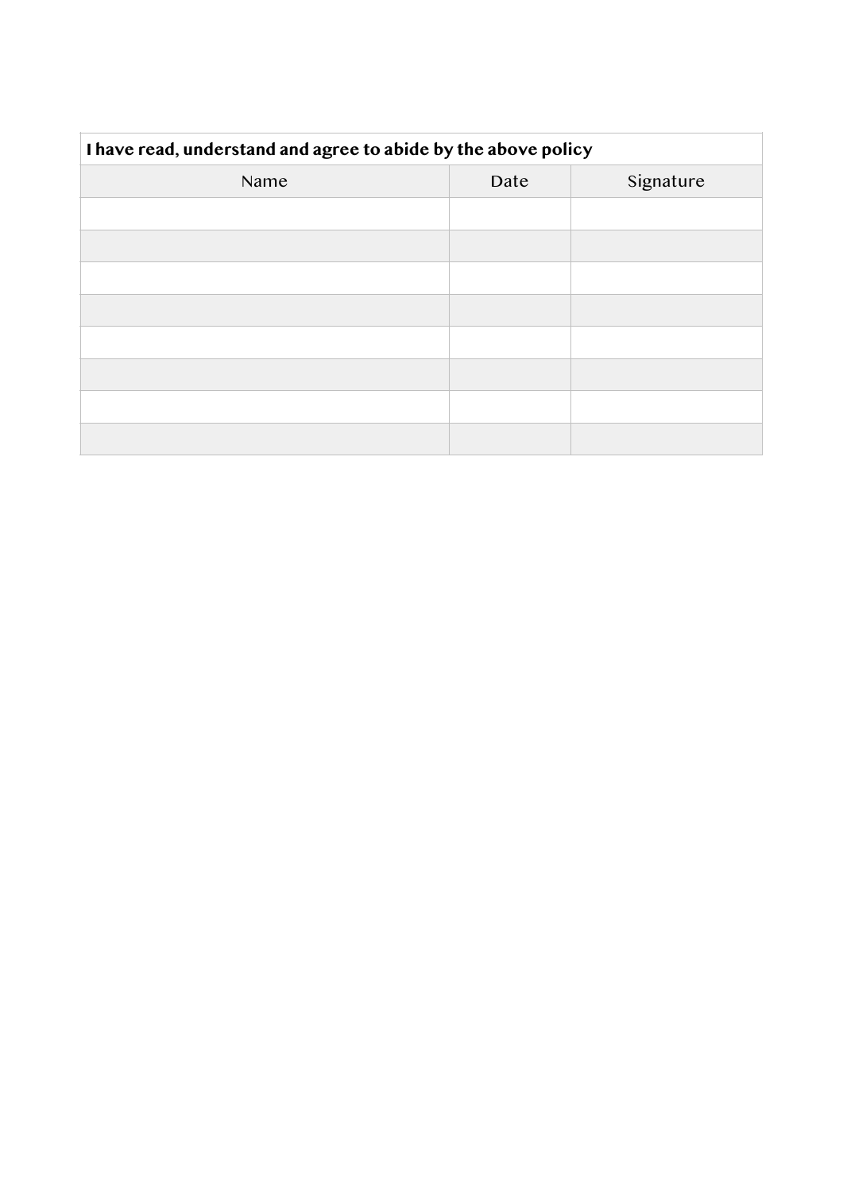| I have read, understand and agree to abide by the above policy | | |
|---|---|---|
| Name | Date | Signature |
| | | |
| | | |
| | | |
| | | |
| | | |
| | | |
| | | |
| | | |